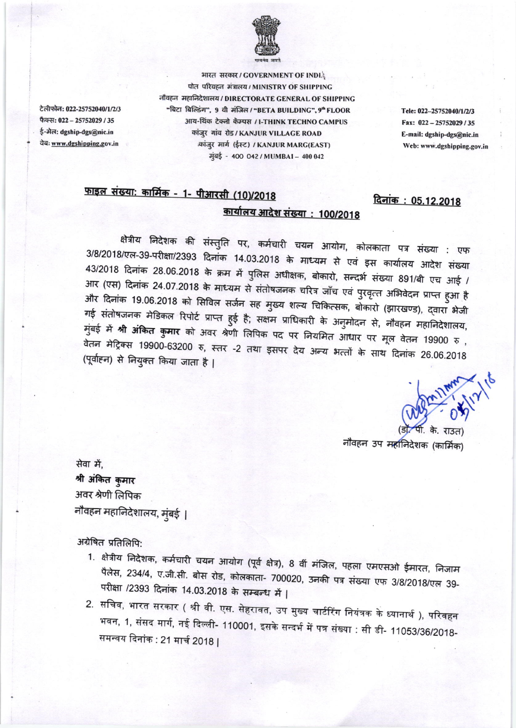सत्यमेव जयते

भारत सरकार / GOVERNMENT OF INDIA
पोत परिवहन मंत्रालय / MINISTRY OF SHIPPING
नौवहन महानिदेशालय / DIRECTORATE GENERAL OF SHIPPING
"बिटा बिल्डिंग", 9 वी मंजिल / "BETA BUILDING", 9th FLOOR
आय-थिंक टेक्नो कॅम्पस / I-THINK TECHNO CAMPUS
कांजुर गांव रोड / KANJUR VILLAGE ROAD
कांजुर मार्ग (ईस्ट) / KANJUR MARG(EAST)
मुंबई - 400 042 / MUMBAI – 400 042

टेलीफोन: 022-25752040/1/2/3
फैक्स: 022 – 25752029 / 35
ई-मेल: dgship-dgs@nic.in
वेब: www.dgshipping.gov.in

Tele: 022–25752040/1/2/3
Fax: 022 – 25752029 / 35
E-mail: dgship-dgs@nic.in
Web: www.dgshipping.gov.in

**फाइल संख्या: कार्मिक - 1- पीआरसी (10)/2018** **दिनांक : 05.12.2018**

**कार्यालय आदेश संख्या : 100/2018**

क्षेत्रीय निदेशक की संस्तुति पर, कर्मचारी चयन आयोग, कोलकाता पत्र संख्या : एफ 3/8/2018/एल-39-परीक्षा/2393 दिनांक 14.03.2018 के माध्यम से एवं इस कार्यालय आदेश संख्या 43/2018 दिनांक 28.06.2018 के क्रम में पुलिस अधीक्षक, बोकारो, सन्दर्भ संख्या 891/बी एच आई / आर (एस) दिनांक 24.07.2018 के माध्यम से संतोषजनक चरित्र जाँच एवं पुरवृत्त अभिवेदन प्राप्त हुआ है और दिनांक 19.06.2018 को सिविल सर्जन सह मुख्य शल्य चिकित्सक, बोकारो (झारखण्ड), द्वारा भेजी गई संतोषजनक मेडिकल रिपोर्ट प्राप्त हुई है; सक्षम प्राधिकारी के अनुमोदन से, नौवहन महानिदेशालय, मुंबई में **श्री अंकित कुमार** को अवर श्रेणी लिपिक पद पर नियमित आधार पर मूल वेतन 19900 रु , वेतन मेट्रिक्स 19900-63200 रु, स्तर -2 तथा इसपर देय अन्य भत्तों के साथ दिनांक 26.06.2018 (पूर्वाह्न) से नियुक्त किया जाता है |

05/12/18

(डॉ. पी. के. राउत)
नौवहन उप महानिदेशक (कार्मिक)

सेवा में,
**श्री अंकित कुमार**
अवर श्रेणी लिपिक
नौवहन महानिदेशालय, मुंबई |

अग्रेषित प्रतिलिपि:

1. क्षेत्रीय निदेशक, कर्मचारी चयन आयोग (पूर्व क्षेत्र), 8 वीं मंजिल, पहला एमएसओ ईमारत, निजाम पैलेस, 234/4, ए.जी.सी. बोस रोड, कोलकाता- 700020, उनकी पत्र संख्या एफ 3/8/2018/एल 39-परीक्षा /2393 दिनांक 14.03.2018 के सम्बन्ध में |
2. सचिव, भारत सरकार ( श्री वी. एस. सेहरावत, उप मुख्य चार्टरिंग नियंत्रक के ध्यानार्थ ), परिवहन भवन, 1, संसद मार्ग, नई दिल्ली- 110001, इसके सन्दर्भ में पत्र संख्या : सी डी- 11053/36/2018-समन्वय दिनांक : 21 मार्च 2018 |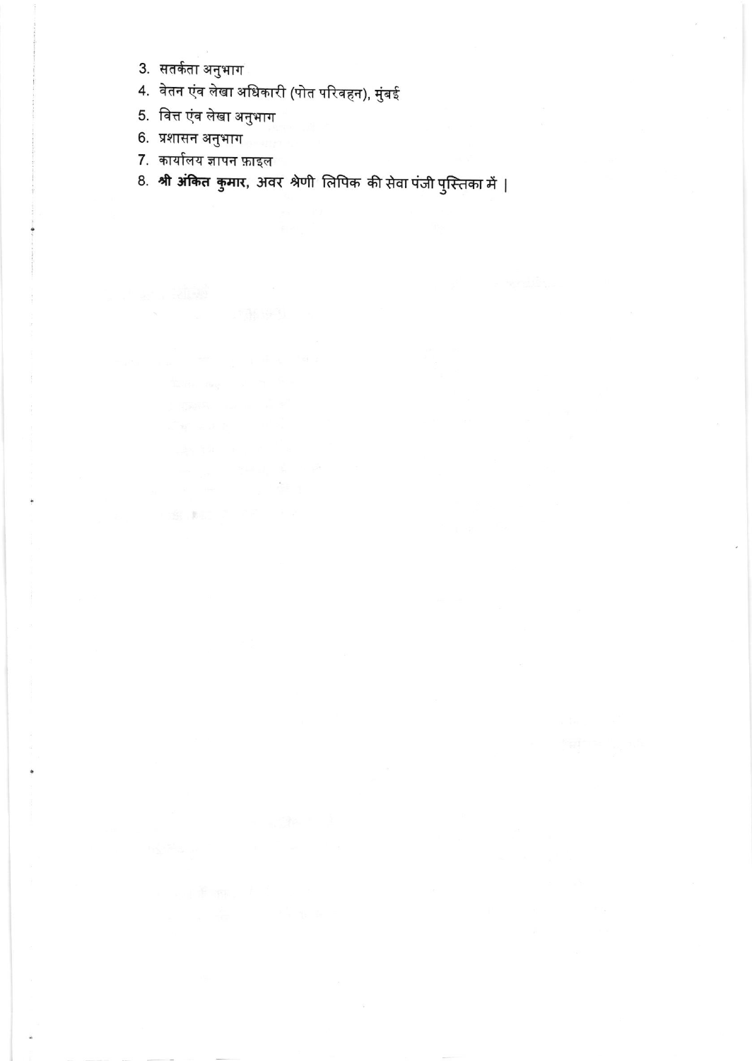3. सतर्कता अनुभाग
4. वेतन एंव लेखा अधिकारी (पोत परिवहन), मुंबई
5. वित्त एंव लेखा अनुभाग
6. प्रशासन अनुभाग
7. कार्यालय ज्ञापन फ़ाइल
8. **श्री अंकित कुमार,** अवर श्रेणी लिपिक की सेवा पंजी पुस्तिका में ।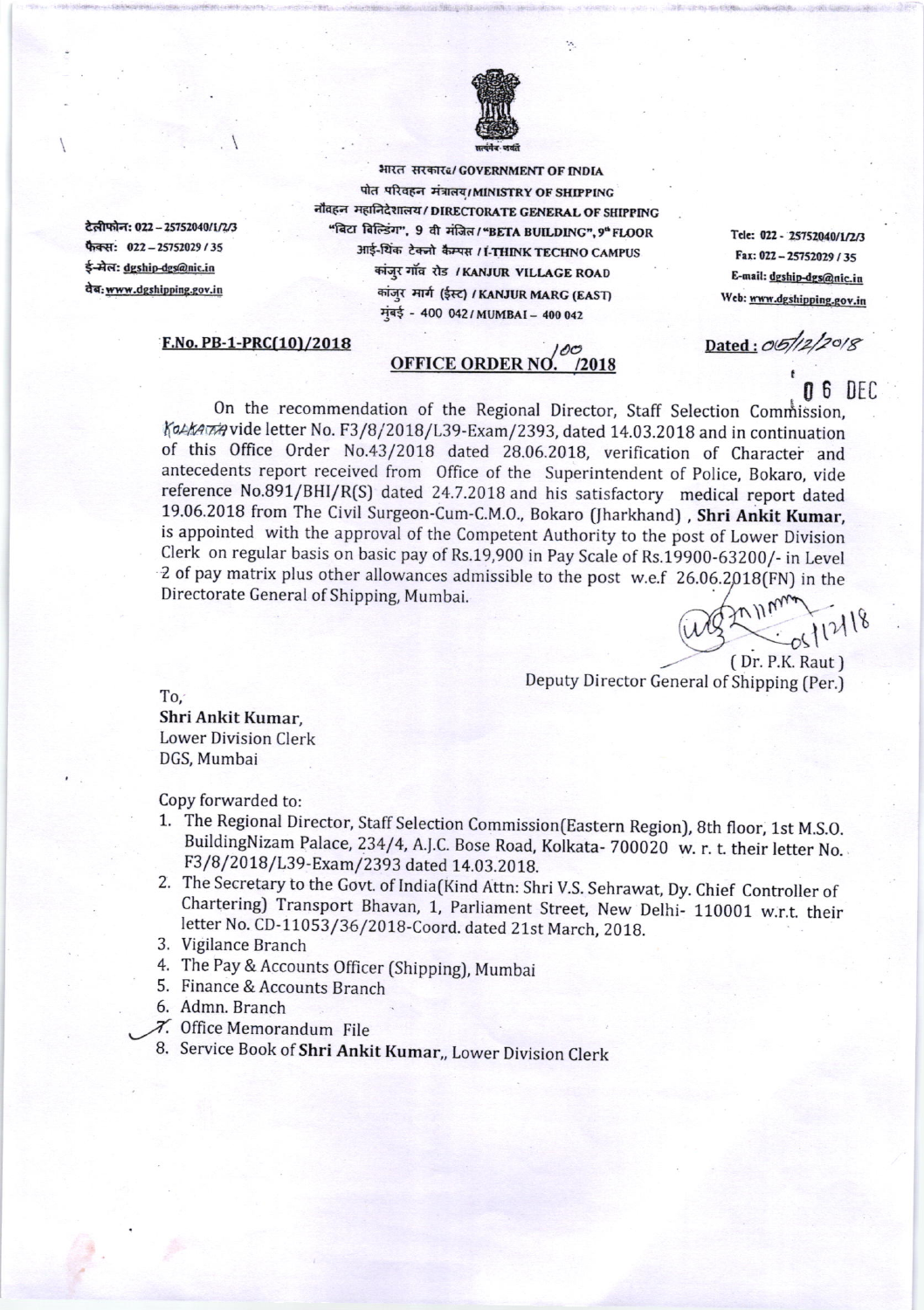सत्यमेव जयते

भारत सरकार/ GOVERNMENT OF INDIA
पोत परिवहन मंत्रालय/MINISTRY OF SHIPPING
नौवहन महानिदेशालय / DIRECTORATE GENERAL OF SHIPPING
"बिटा बिल्डिंग", 9 वी मंजिल / "BETA BUILDING", 9th FLOOR
आई-थिंक टेक्नो कैम्पस / I-THINK TECHNO CAMPUS
कांजुर गाँव रोड / KANJUR VILLAGE ROAD
कांजुर मार्ग (ईस्ट) / KANJUR MARG (EAST)
मुंबई - 400 042 / MUMBAI – 400 042

टेलीफोन: 022 – 25752040/1/2/3
फैक्स: 022 – 25752029 / 35
ई-मेल: dgship-dgs@nic.in
वेब: www.dgshipping.gov.in

Tele: 022 - 25752040/1/2/3
Fax: 022 – 25752029 / 35
E-mail: dgship-dgs@nic.in
Web: www.dgshipping.gov.in

**F.No. PB-1-PRC(10)/2018**

**OFFICE ORDER NO. 100 /2018**

**Dated : 05/12/2018**

06 DEC

On the recommendation of the Regional Director, Staff Selection Commission, KOLKATA vide letter No. F3/8/2018/L39-Exam/2393, dated 14.03.2018 and in continuation of this Office Order No.43/2018 dated 28.06.2018, verification of Character and antecedents report received from Office of the Superintendent of Police, Bokaro, vide reference No.891/BHI/R(S) dated 24.7.2018 and his satisfactory medical report dated 19.06.2018 from The Civil Surgeon-Cum-C.M.O., Bokaro (Jharkhand) , **Shri Ankit Kumar**, is appointed with the approval of the Competent Authority to the post of Lower Division Clerk on regular basis on basic pay of Rs.19,900 in Pay Scale of Rs.19900-63200/- in Level 2 of pay matrix plus other allowances admissible to the post w.e.f 26.06.2018(FN) in the Directorate General of Shipping, Mumbai.

05/12/18

( Dr. P.K. Raut )
Deputy Director General of Shipping (Per.)

To,
**Shri Ankit Kumar**,
Lower Division Clerk
DGS, Mumbai

Copy forwarded to:

1. The Regional Director, Staff Selection Commission(Eastern Region), 8th floor, 1st M.S.O. BuildingNizam Palace, 234/4, A.J.C. Bose Road, Kolkata- 700020 w. r. t. their letter No. F3/8/2018/L39-Exam/2393 dated 14.03.2018.
2. The Secretary to the Govt. of India(Kind Attn: Shri V.S. Sehrawat, Dy. Chief Controller of Chartering) Transport Bhavan, 1, Parliament Street, New Delhi- 110001 w.r.t. their letter No. CD-11053/36/2018-Coord. dated 21st March, 2018.
3. Vigilance Branch
4. The Pay & Accounts Officer (Shipping), Mumbai
5. Finance & Accounts Branch
6. Admn. Branch
7. Office Memorandum File
8. Service Book of **Shri Ankit Kumar**,, Lower Division Clerk